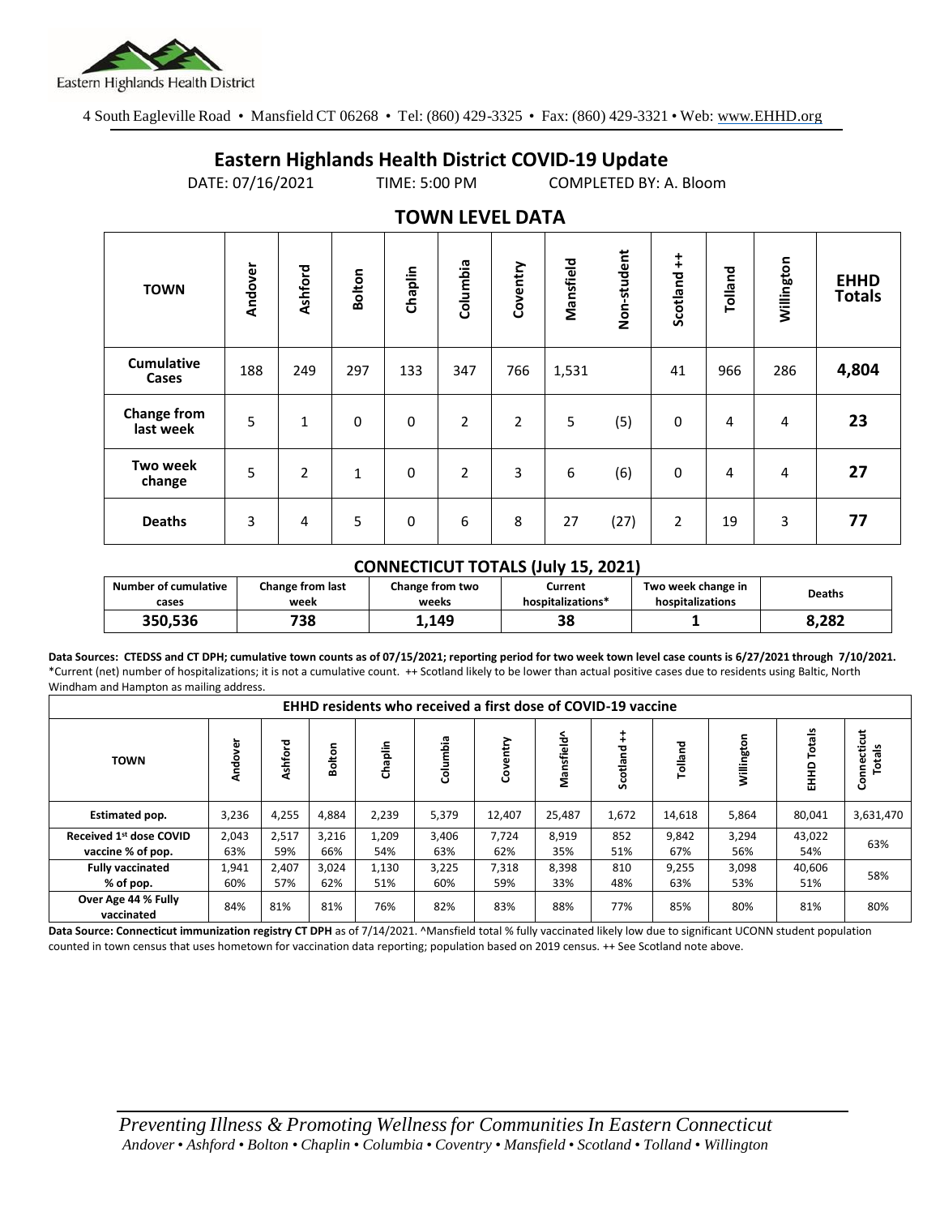Eastern Highlands Health District

4 South Eagleville Road • Mansfield CT 06268 • Tel: (860) 429-3325 • Fax: (860) 429-3321 • Web: www.EHHD.org

# Eastern Highlands Health District COVID-19 Update

DATE: 07/16/2021 TIME: 5:00 PM COMPLETED BY: A. Bloom

## TOWN LEVEL DATA

| TOWN | Andover | Ashford | Bolton | Chaplin | Columbia | Coventry | Mansfield | Non-student | Scotland ++ | Tolland | Willington | EHHD Totals |
|---|---|---|---|---|---|---|---|---|---|---|---|---|
| Cumulative Cases | 188 | 249 | 297 | 133 | 347 | 766 | 1,531 | | 41 | 966 | 286 | **4,804** |
| Change from last week | 5 | 1 | 0 | 0 | 2 | 2 | 5 | (5) | 0 | 4 | 4 | **23** |
| Two week change | 5 | 2 | 1 | 0 | 2 | 3 | 6 | (6) | 0 | 4 | 4 | **27** |
| Deaths | 3 | 4 | 5 | 0 | 6 | 8 | 27 | (27) | 2 | 19 | 3 | **77** |

### CONNECTICUT TOTALS (July 15, 2021)

| Number of cumulative cases | Change from last week | Change from two weeks | Current hospitalizations* | Two week change in hospitalizations | Deaths |
|---|---|---|---|---|---|
| **350,536** | **738** | **1,149** | **38** | **1** | **8,282** |

**Data Sources: CTEDSS and CT DPH; cumulative town counts as of 07/15/2021; reporting period for two week town level case counts is 6/27/2021 through 7/10/2021.**
*Current (net) number of hospitalizations; it is not a cumulative count. ++ Scotland likely to be lower than actual positive cases due to residents using Baltic, North Windham and Hampton as mailing address.

| EHHD residents who received a first dose of COVID-19 vaccine | | | | | | | | | | | | |
|---|---|---|---|---|---|---|---|---|---|---|---|---|
| TOWN | Andover | Ashford | Bolton | Chaplin | Columbia | Coventry | Mansfield^ | Scotland ++ | Tolland | Willington | EHHD Totals | Connecticut Totals |
| Estimated pop. | 3,236 | 4,255 | 4,884 | 2,239 | 5,379 | 12,407 | 25,487 | 1,672 | 14,618 | 5,864 | 80,041 | 3,631,470 |
| Received 1st dose COVID vaccine % of pop. | 2,043<br>63% | 2,517<br>59% | 3,216<br>66% | 1,209<br>54% | 3,406<br>63% | 7,724<br>62% | 8,919<br>35% | 852<br>51% | 9,842<br>67% | 3,294<br>56% | 43,022<br>54% | 63% |
| Fully vaccinated % of pop. | 1,941<br>60% | 2,407<br>57% | 3,024<br>62% | 1,130<br>51% | 3,225<br>60% | 7,318<br>59% | 8,398<br>33% | 810<br>48% | 9,255<br>63% | 3,098<br>53% | 40,606<br>51% | 58% |
| Over Age 44 % Fully vaccinated | 84% | 81% | 81% | 76% | 82% | 83% | 88% | 77% | 85% | 80% | 81% | 80% |

**Data Source: Connecticut immunization registry CT DPH** as of 7/14/2021. ^Mansfield total % fully vaccinated likely low due to significant UCONN student population counted in town census that uses hometown for vaccination data reporting; population based on 2019 census. ++ See Scotland note above.

*Preventing Illness & Promoting Wellness for Communities In Eastern Connecticut*
*Andover • Ashford • Bolton • Chaplin • Columbia • Coventry • Mansfield • Scotland • Tolland • Willington*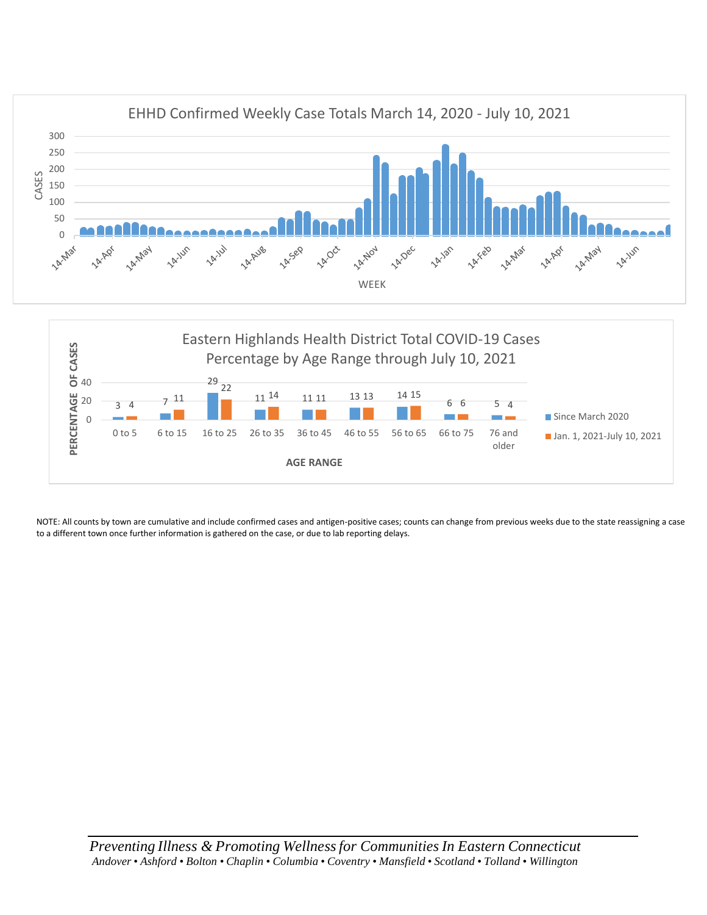## EHHD Confirmed Weekly Case Totals March 14, 2020 - July 10, 2021

CASES

300
250
200
150
100
50
0

14-Mar 14-Apr 14-May 14-Jun 14-Jul 14-Aug 14-Sep 14-Oct 14-Nov 14-Dec 14-Jan 14-Feb 14-Mar 14-Apr 14-May 14-Jun

WEEK

## Eastern Highlands Health District Total COVID-19 Cases Percentage by Age Range through July 10, 2021

PERCENTAGE OF CASES

40
20
0

0 to 5: 3, 4
6 to 15: 7, 11
16 to 25: 29, 22
26 to 35: 11, 14
36 to 45: 11, 11
46 to 55: 13, 13
56 to 65: 14, 15
66 to 75: 6, 6
76 and older: 5, 4

AGE RANGE

Since March 2020

Jan. 1, 2021-July 10, 2021

NOTE: All counts by town are cumulative and include confirmed cases and antigen-positive cases; counts can change from previous weeks due to the state reassigning a case to a different town once further information is gathered on the case, or due to lab reporting delays.

*Preventing Illness & Promoting Wellness for Communities In Eastern Connecticut*
*Andover • Ashford • Bolton • Chaplin • Columbia • Coventry • Mansfield • Scotland • Tolland • Willington*